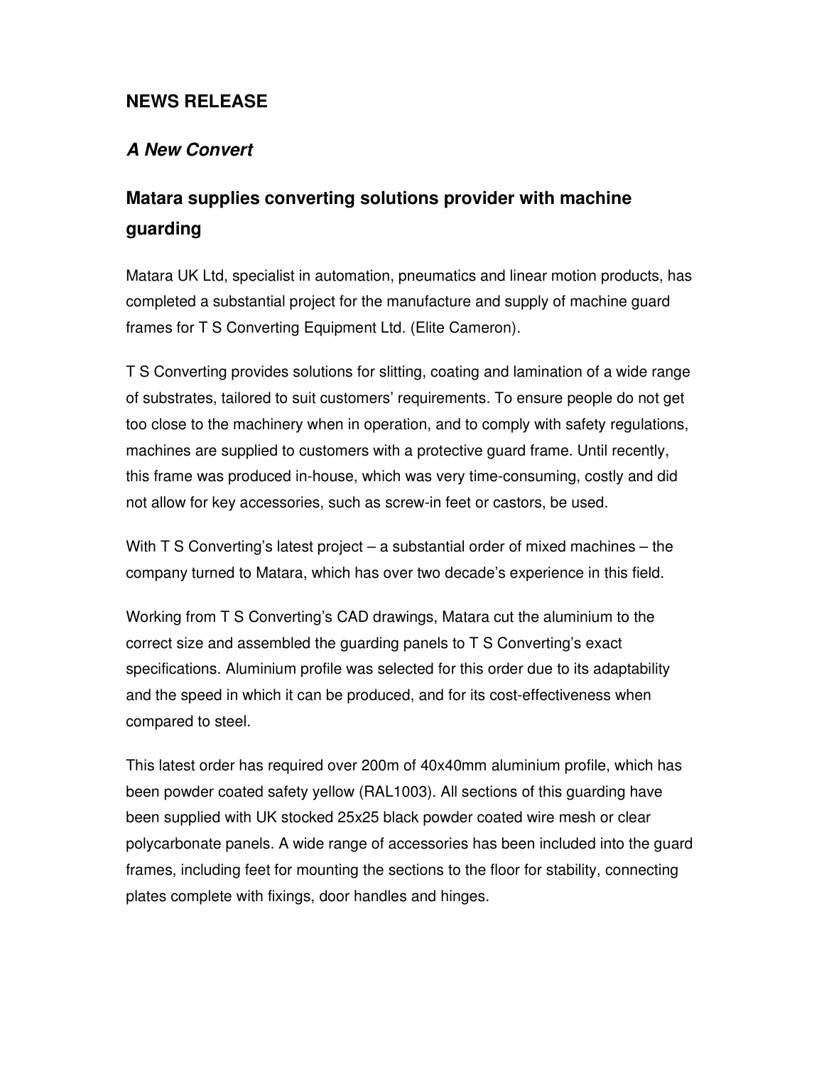## NEWS RELEASE

### *A New Convert*

### Matara supplies converting solutions provider with machine guarding

Matara UK Ltd, specialist in automation, pneumatics and linear motion products, has completed a substantial project for the manufacture and supply of machine guard frames for T S Converting Equipment Ltd. (Elite Cameron).

T S Converting provides solutions for slitting, coating and lamination of a wide range of substrates, tailored to suit customers' requirements. To ensure people do not get too close to the machinery when in operation, and to comply with safety regulations, machines are supplied to customers with a protective guard frame. Until recently, this frame was produced in-house, which was very time-consuming, costly and did not allow for key accessories, such as screw-in feet or castors, be used.

With T S Converting's latest project – a substantial order of mixed machines – the company turned to Matara, which has over two decade's experience in this field.

Working from T S Converting's CAD drawings, Matara cut the aluminium to the correct size and assembled the guarding panels to T S Converting's exact specifications. Aluminium profile was selected for this order due to its adaptability and the speed in which it can be produced, and for its cost-effectiveness when compared to steel.

This latest order has required over 200m of 40x40mm aluminium profile, which has been powder coated safety yellow (RAL1003). All sections of this guarding have been supplied with UK stocked 25x25 black powder coated wire mesh or clear polycarbonate panels. A wide range of accessories has been included into the guard frames, including feet for mounting the sections to the floor for stability, connecting plates complete with fixings, door handles and hinges.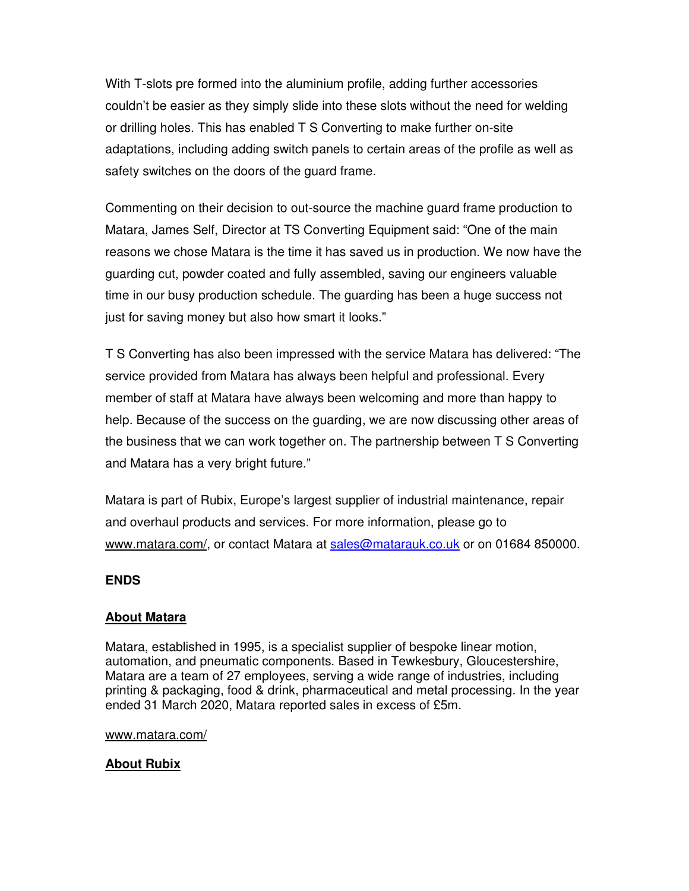With T-slots pre formed into the aluminium profile, adding further accessories couldn't be easier as they simply slide into these slots without the need for welding or drilling holes. This has enabled T S Converting to make further on-site adaptations, including adding switch panels to certain areas of the profile as well as safety switches on the doors of the guard frame.

Commenting on their decision to out-source the machine guard frame production to Matara, James Self, Director at TS Converting Equipment said: "One of the main reasons we chose Matara is the time it has saved us in production. We now have the guarding cut, powder coated and fully assembled, saving our engineers valuable time in our busy production schedule. The guarding has been a huge success not just for saving money but also how smart it looks."

T S Converting has also been impressed with the service Matara has delivered: "The service provided from Matara has always been helpful and professional. Every member of staff at Matara have always been welcoming and more than happy to help. Because of the success on the guarding, we are now discussing other areas of the business that we can work together on. The partnership between T S Converting and Matara has a very bright future."

Matara is part of Rubix, Europe's largest supplier of industrial maintenance, repair and overhaul products and services. For more information, please go to www.matara.com/, or contact Matara at sales@matarauk.co.uk or on 01684 850000.

**ENDS**

## About Matara

Matara, established in 1995, is a specialist supplier of bespoke linear motion, automation, and pneumatic components. Based in Tewkesbury, Gloucestershire, Matara are a team of 27 employees, serving a wide range of industries, including printing & packaging, food & drink, pharmaceutical and metal processing. In the year ended 31 March 2020, Matara reported sales in excess of £5m.

www.matara.com/

## About Rubix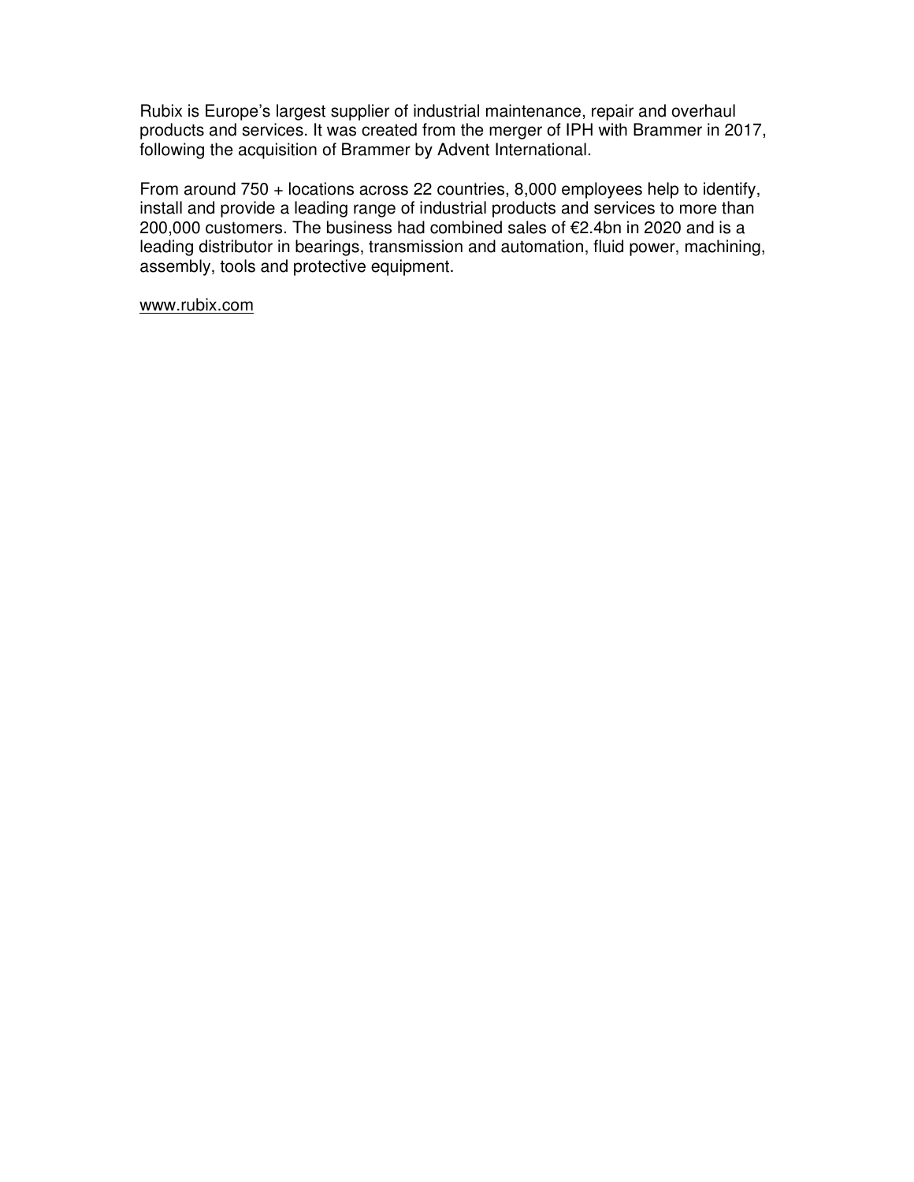Rubix is Europe's largest supplier of industrial maintenance, repair and overhaul products and services. It was created from the merger of IPH with Brammer in 2017, following the acquisition of Brammer by Advent International.

From around 750 + locations across 22 countries, 8,000 employees help to identify, install and provide a leading range of industrial products and services to more than 200,000 customers. The business had combined sales of €2.4bn in 2020 and is a leading distributor in bearings, transmission and automation, fluid power, machining, assembly, tools and protective equipment.

www.rubix.com